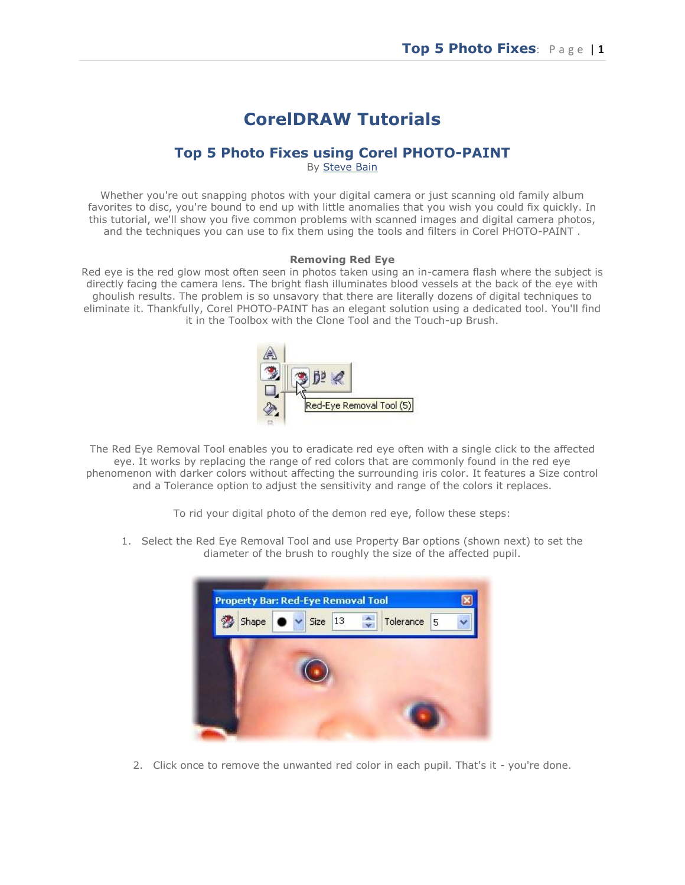# CorelDRAW Tutorials

## Top 5 Photo Fixes using Corel PHOTO-PAINT

By Steve Bain

Whether you're out snapping photos with your digital camera or just scanning old family album favorites to disc, you're bound to end up with little anomalies that you wish you could fix quickly. In this tutorial, we'll show you five common problems with scanned images and digital camera photos, and the techniques you can use to fix them using the tools and filters in Corel PHOTO-PAINT .

### Removing Red Eye

Red eye is the red glow most often seen in photos taken using an in-camera flash where the subject is directly facing the camera lens. The bright flash illuminates blood vessels at the back of the eye with ghoulish results. The problem is so unsavory that there are literally dozens of digital techniques to eliminate it. Thankfully, Corel PHOTO-PAINT has an elegant solution using a dedicated tool. You'll find it in the Toolbox with the Clone Tool and the Touch-up Brush.

The Red Eye Removal Tool enables you to eradicate red eye often with a single click to the affected eye. It works by replacing the range of red colors that are commonly found in the red eye phenomenon with darker colors without affecting the surrounding iris color. It features a Size control and a Tolerance option to adjust the sensitivity and range of the colors it replaces.

To rid your digital photo of the demon red eye, follow these steps:

1. Select the Red Eye Removal Tool and use Property Bar options (shown next) to set the diameter of the brush to roughly the size of the affected pupil.

2. Click once to remove the unwanted red color in each pupil. That's it - you're done.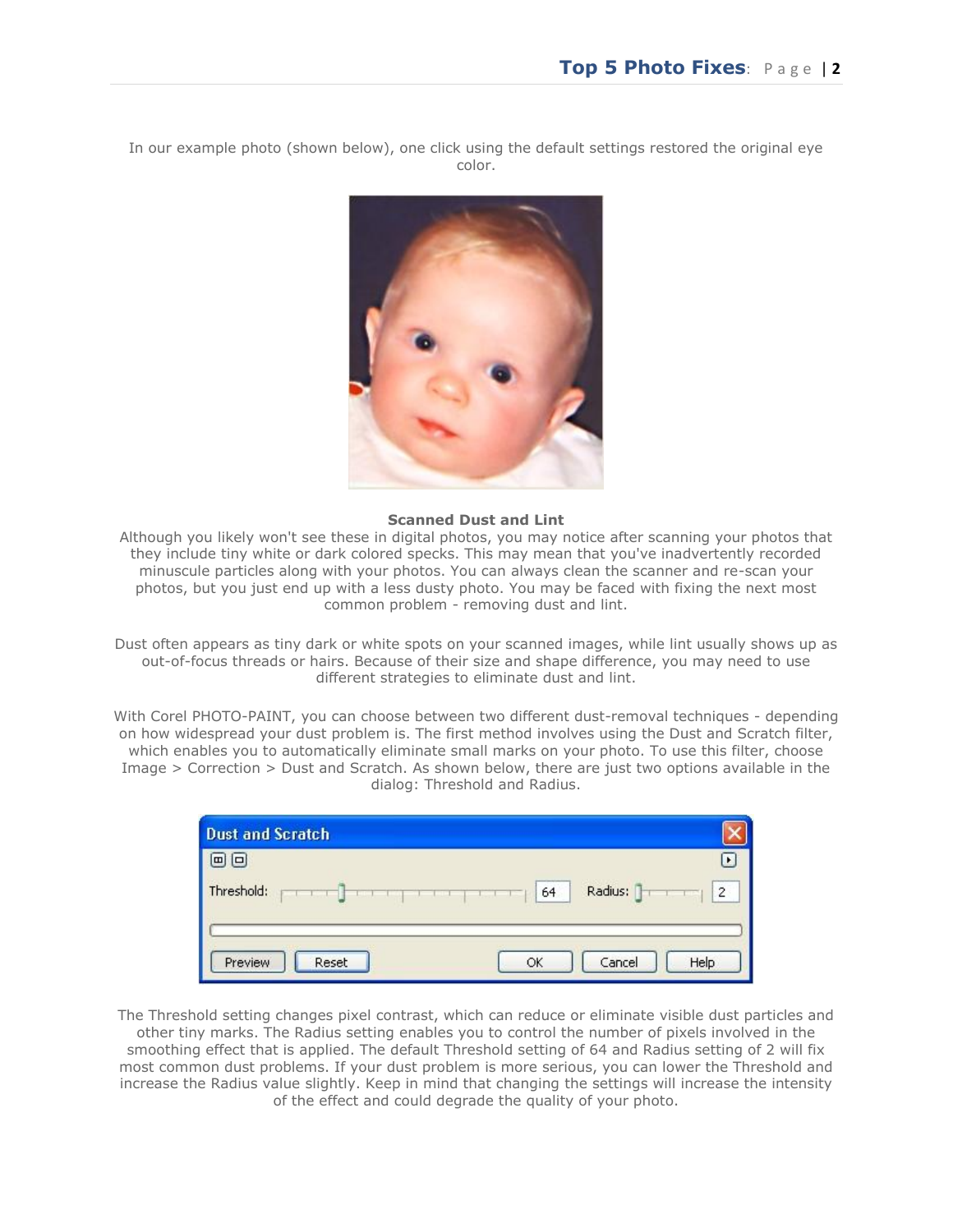In our example photo (shown below), one click using the default settings restored the original eye color.

**Scanned Dust and Lint**

Although you likely won't see these in digital photos, you may notice after scanning your photos that they include tiny white or dark colored specks. This may mean that you've inadvertently recorded minuscule particles along with your photos. You can always clean the scanner and re-scan your photos, but you just end up with a less dusty photo. You may be faced with fixing the next most common problem - removing dust and lint.

Dust often appears as tiny dark or white spots on your scanned images, while lint usually shows up as out-of-focus threads or hairs. Because of their size and shape difference, you may need to use different strategies to eliminate dust and lint.

With Corel PHOTO-PAINT, you can choose between two different dust-removal techniques - depending on how widespread your dust problem is. The first method involves using the Dust and Scratch filter, which enables you to automatically eliminate small marks on your photo. To use this filter, choose Image > Correction > Dust and Scratch. As shown below, there are just two options available in the dialog: Threshold and Radius.

The Threshold setting changes pixel contrast, which can reduce or eliminate visible dust particles and other tiny marks. The Radius setting enables you to control the number of pixels involved in the smoothing effect that is applied. The default Threshold setting of 64 and Radius setting of 2 will fix most common dust problems. If your dust problem is more serious, you can lower the Threshold and increase the Radius value slightly. Keep in mind that changing the settings will increase the intensity of the effect and could degrade the quality of your photo.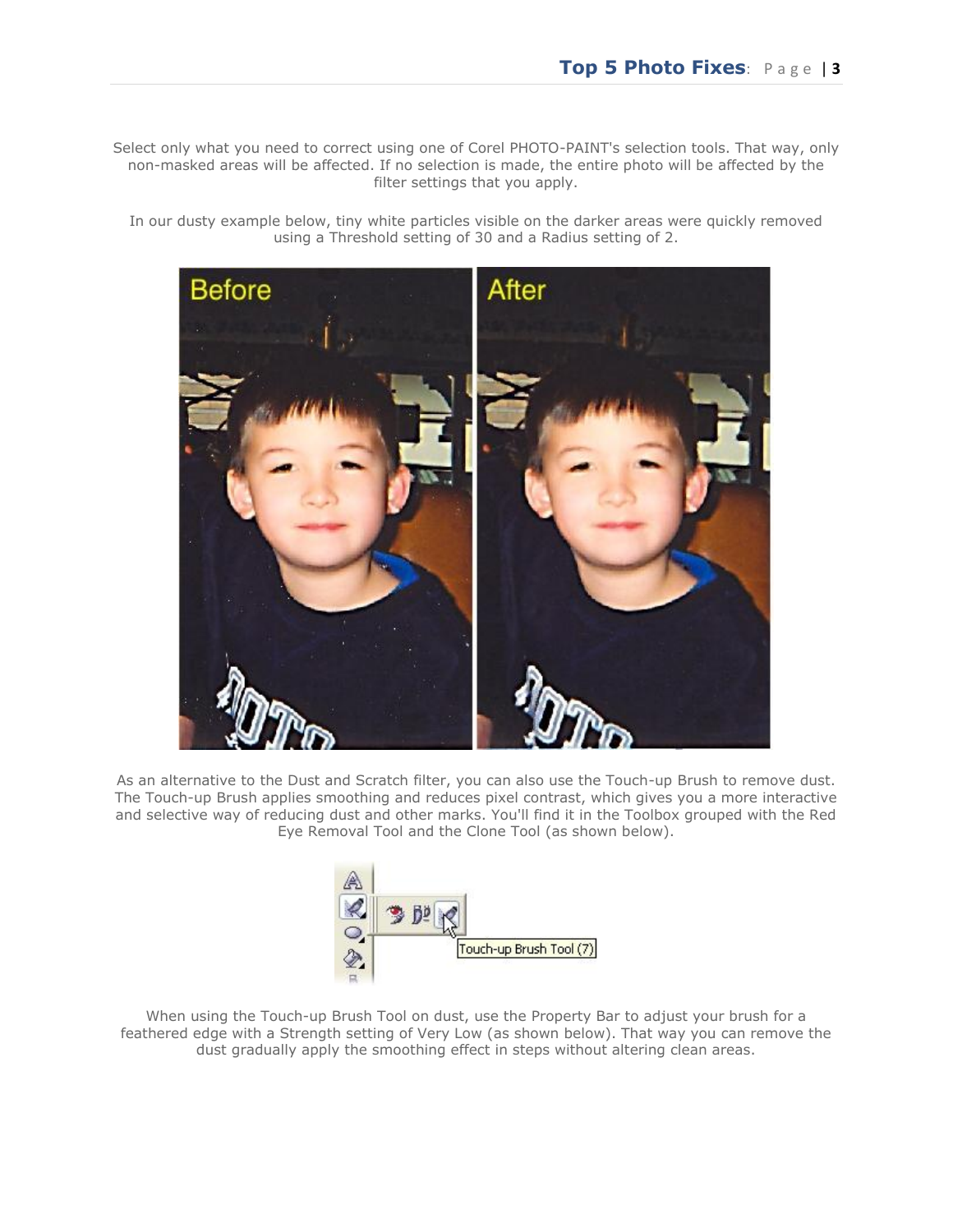Select only what you need to correct using one of Corel PHOTO-PAINT's selection tools. That way, only non-masked areas will be affected. If no selection is made, the entire photo will be affected by the filter settings that you apply.

In our dusty example below, tiny white particles visible on the darker areas were quickly removed using a Threshold setting of 30 and a Radius setting of 2.

As an alternative to the Dust and Scratch filter, you can also use the Touch-up Brush to remove dust. The Touch-up Brush applies smoothing and reduces pixel contrast, which gives you a more interactive and selective way of reducing dust and other marks. You'll find it in the Toolbox grouped with the Red Eye Removal Tool and the Clone Tool (as shown below).

When using the Touch-up Brush Tool on dust, use the Property Bar to adjust your brush for a feathered edge with a Strength setting of Very Low (as shown below). That way you can remove the dust gradually apply the smoothing effect in steps without altering clean areas.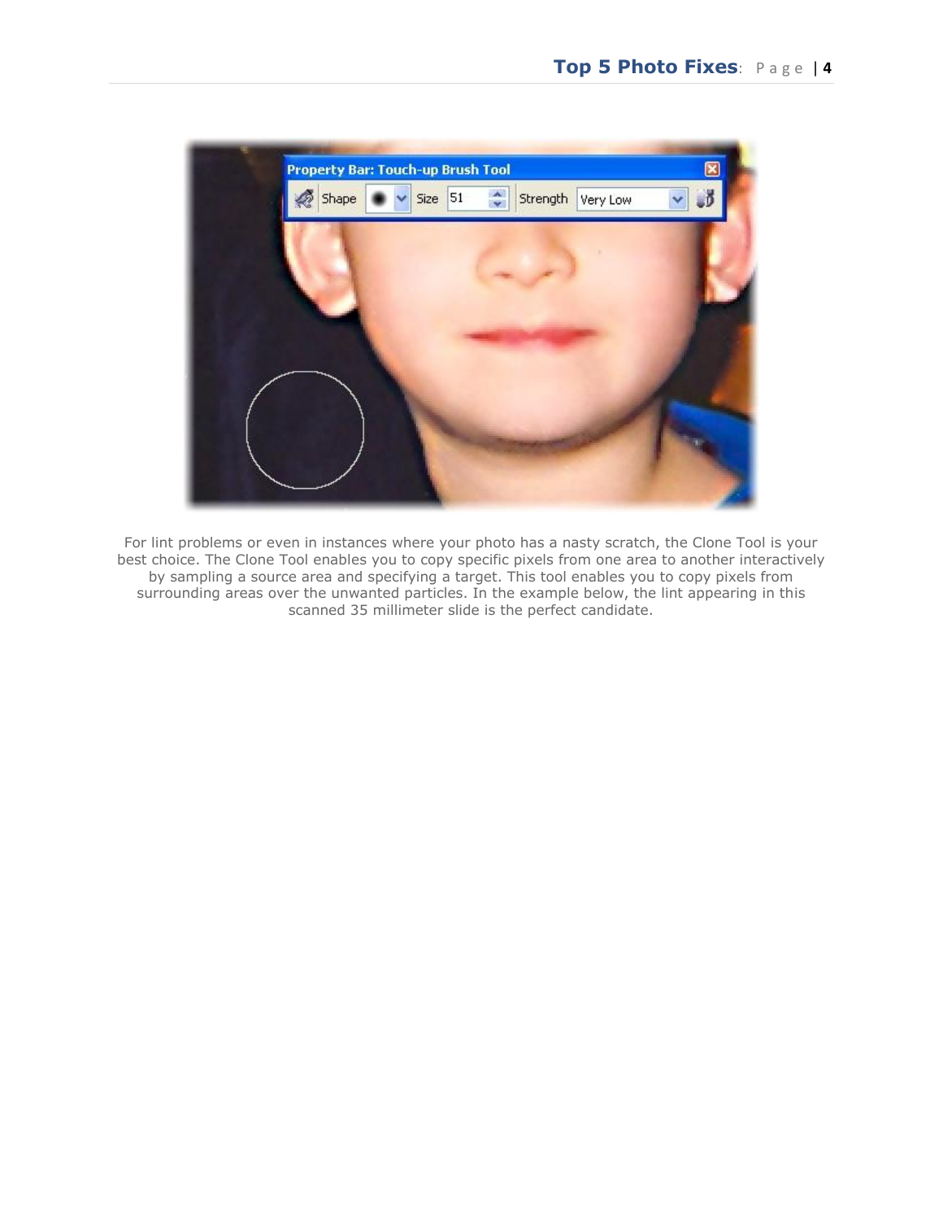For lint problems or even in instances where your photo has a nasty scratch, the Clone Tool is your best choice. The Clone Tool enables you to copy specific pixels from one area to another interactively by sampling a source area and specifying a target. This tool enables you to copy pixels from surrounding areas over the unwanted particles. In the example below, the lint appearing in this scanned 35 millimeter slide is the perfect candidate.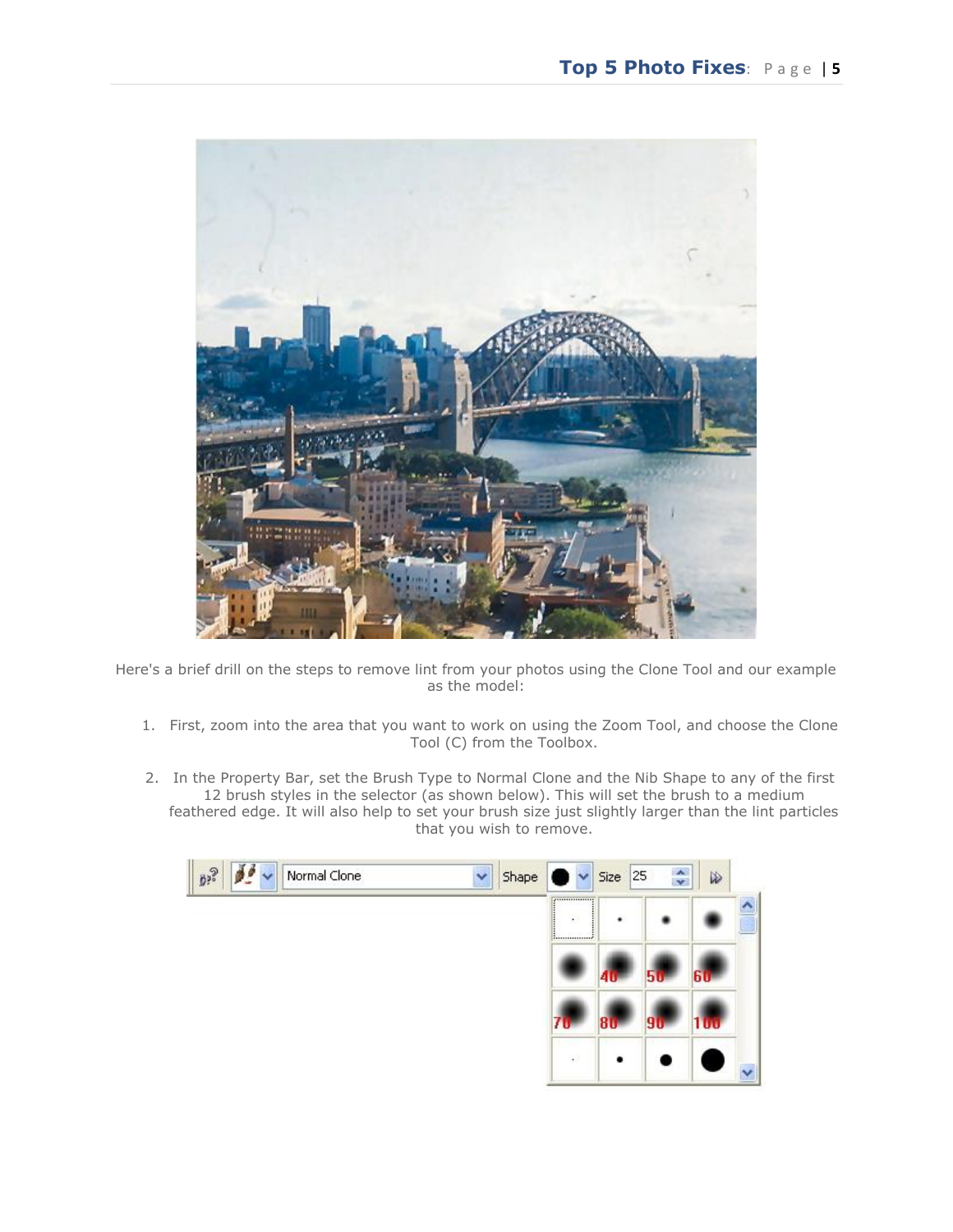Here's a brief drill on the steps to remove lint from your photos using the Clone Tool and our example as the model:

1. First, zoom into the area that you want to work on using the Zoom Tool, and choose the Clone Tool (C) from the Toolbox.

2. In the Property Bar, set the Brush Type to Normal Clone and the Nib Shape to any of the first 12 brush styles in the selector (as shown below). This will set the brush to a medium feathered edge. It will also help to set your brush size just slightly larger than the lint particles that you wish to remove.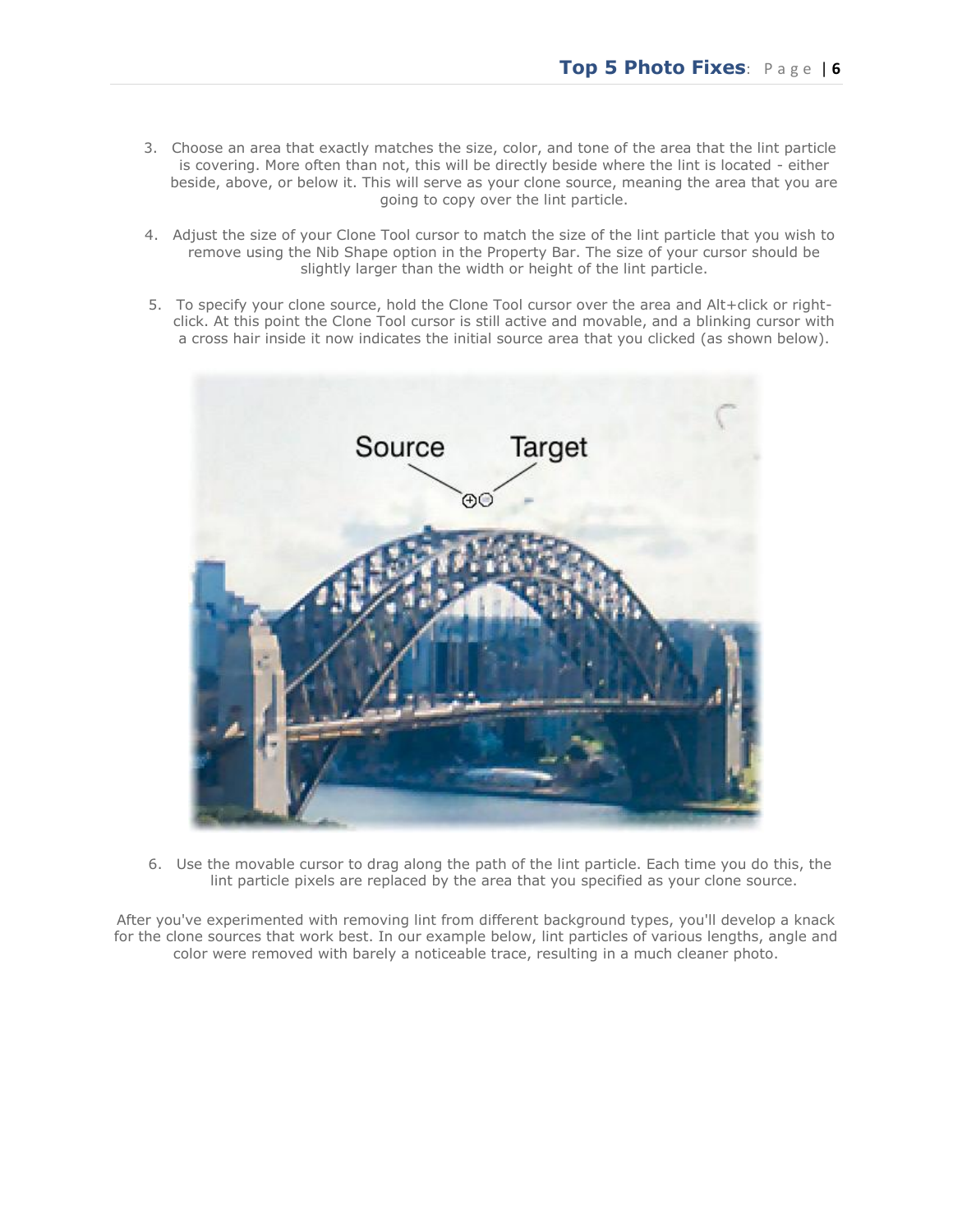3. Choose an area that exactly matches the size, color, and tone of the area that the lint particle is covering. More often than not, this will be directly beside where the lint is located - either beside, above, or below it. This will serve as your clone source, meaning the area that you are going to copy over the lint particle.

4. Adjust the size of your Clone Tool cursor to match the size of the lint particle that you wish to remove using the Nib Shape option in the Property Bar. The size of your cursor should be slightly larger than the width or height of the lint particle.

5. To specify your clone source, hold the Clone Tool cursor over the area and Alt+click or right-click. At this point the Clone Tool cursor is still active and movable, and a blinking cursor with a cross hair inside it now indicates the initial source area that you clicked (as shown below).

6. Use the movable cursor to drag along the path of the lint particle. Each time you do this, the lint particle pixels are replaced by the area that you specified as your clone source.

After you've experimented with removing lint from different background types, you'll develop a knack for the clone sources that work best. In our example below, lint particles of various lengths, angle and color were removed with barely a noticeable trace, resulting in a much cleaner photo.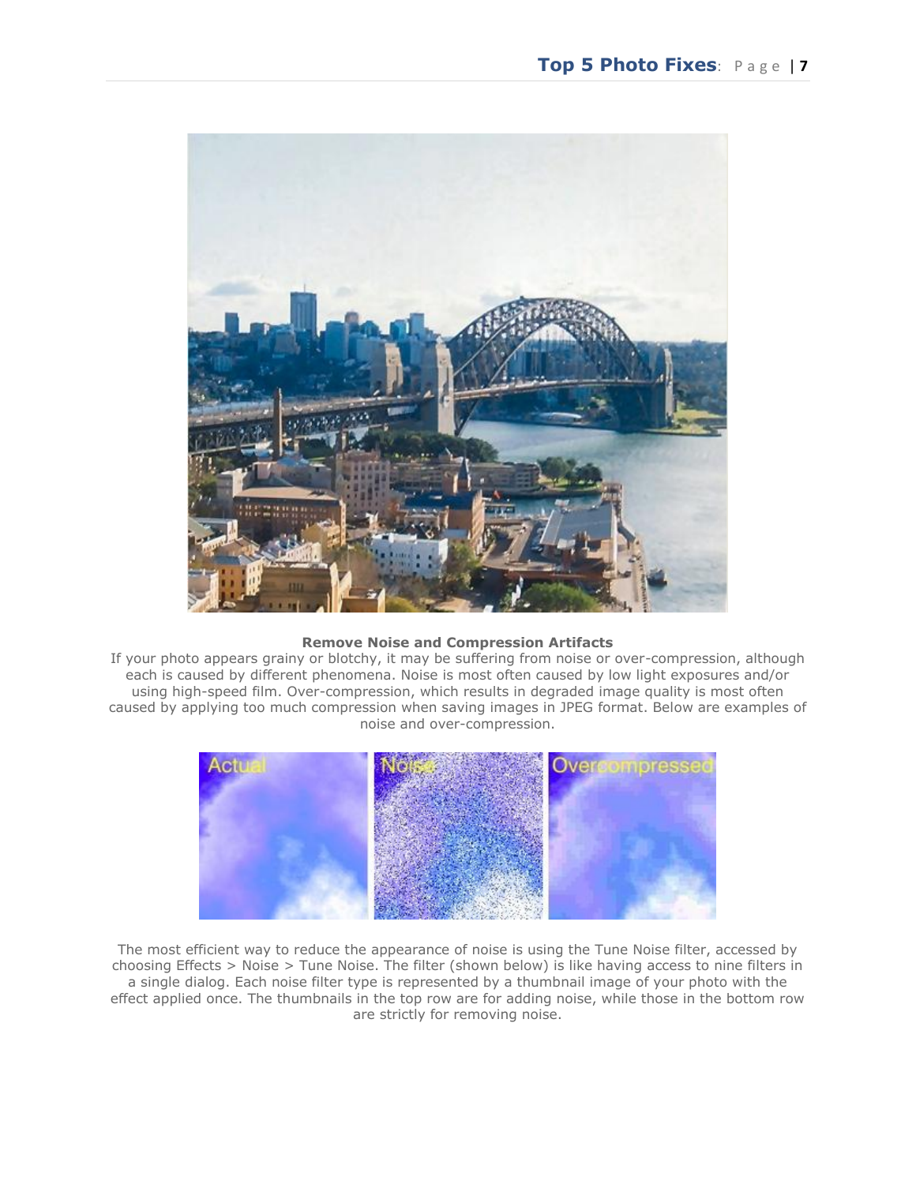**Remove Noise and Compression Artifacts**

If your photo appears grainy or blotchy, it may be suffering from noise or over-compression, although each is caused by different phenomena. Noise is most often caused by low light exposures and/or using high-speed film. Over-compression, which results in degraded image quality is most often caused by applying too much compression when saving images in JPEG format. Below are examples of noise and over-compression.

The most efficient way to reduce the appearance of noise is using the Tune Noise filter, accessed by choosing Effects > Noise > Tune Noise. The filter (shown below) is like having access to nine filters in a single dialog. Each noise filter type is represented by a thumbnail image of your photo with the effect applied once. The thumbnails in the top row are for adding noise, while those in the bottom row are strictly for removing noise.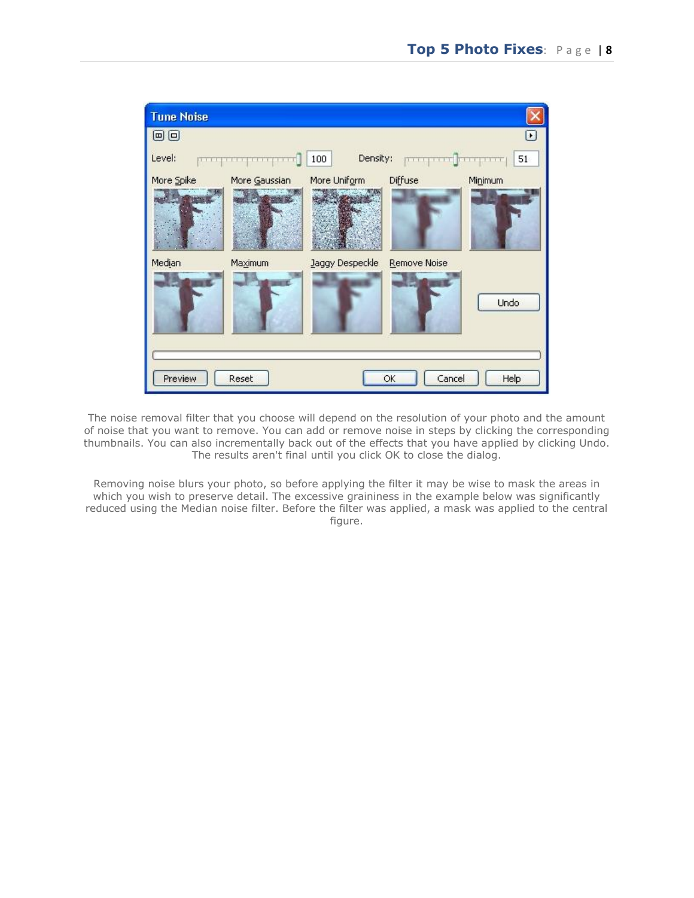The noise removal filter that you choose will depend on the resolution of your photo and the amount of noise that you want to remove. You can add or remove noise in steps by clicking the corresponding thumbnails. You can also incrementally back out of the effects that you have applied by clicking Undo. The results aren't final until you click OK to close the dialog.

Removing noise blurs your photo, so before applying the filter it may be wise to mask the areas in which you wish to preserve detail. The excessive graininess in the example below was significantly reduced using the Median noise filter. Before the filter was applied, a mask was applied to the central figure.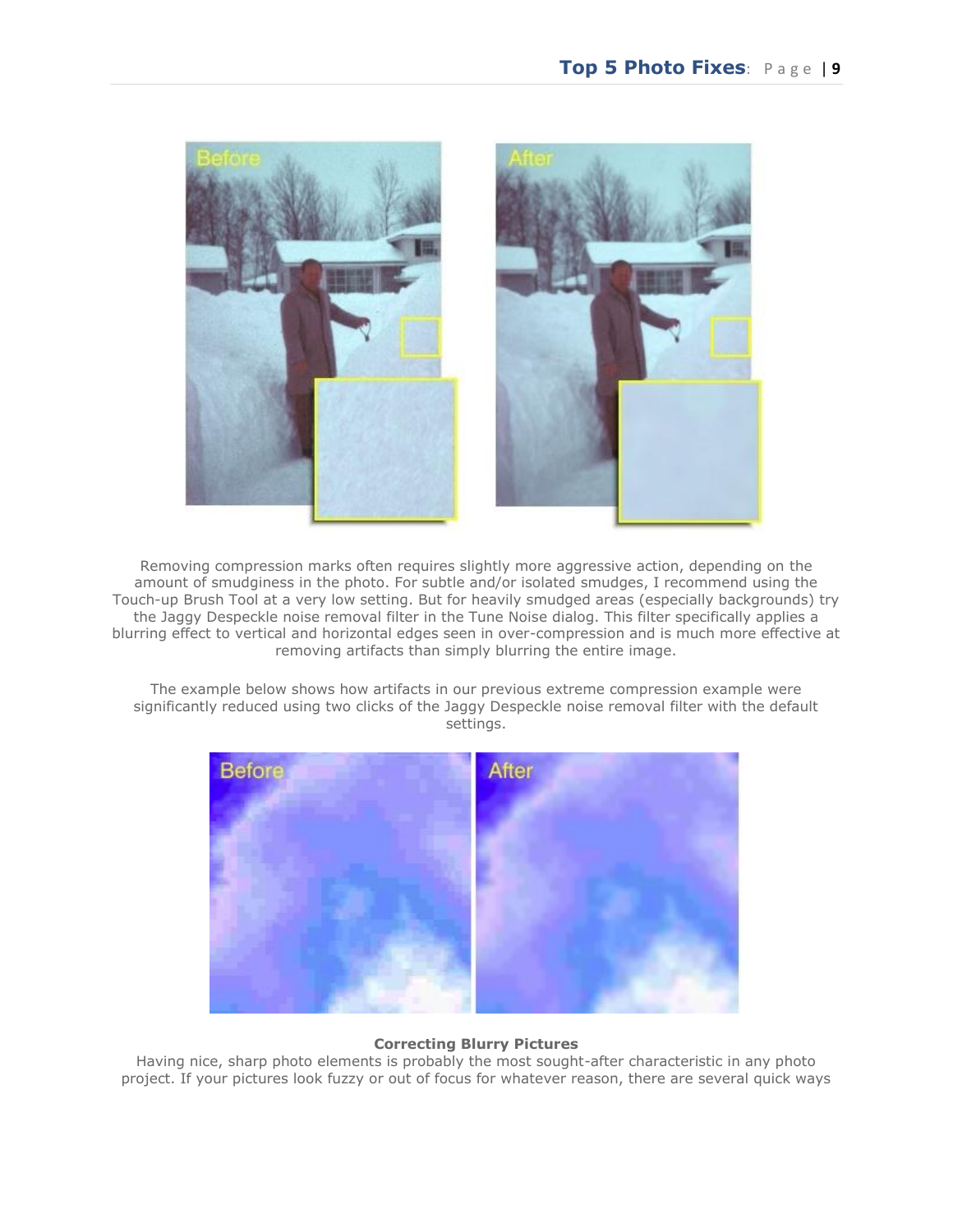Removing compression marks often requires slightly more aggressive action, depending on the amount of smudginess in the photo. For subtle and/or isolated smudges, I recommend using the Touch-up Brush Tool at a very low setting. But for heavily smudged areas (especially backgrounds) try the Jaggy Despeckle noise removal filter in the Tune Noise dialog. This filter specifically applies a blurring effect to vertical and horizontal edges seen in over-compression and is much more effective at removing artifacts than simply blurring the entire image.

The example below shows how artifacts in our previous extreme compression example were significantly reduced using two clicks of the Jaggy Despeckle noise removal filter with the default settings.

**Correcting Blurry Pictures**

Having nice, sharp photo elements is probably the most sought-after characteristic in any photo project. If your pictures look fuzzy or out of focus for whatever reason, there are several quick ways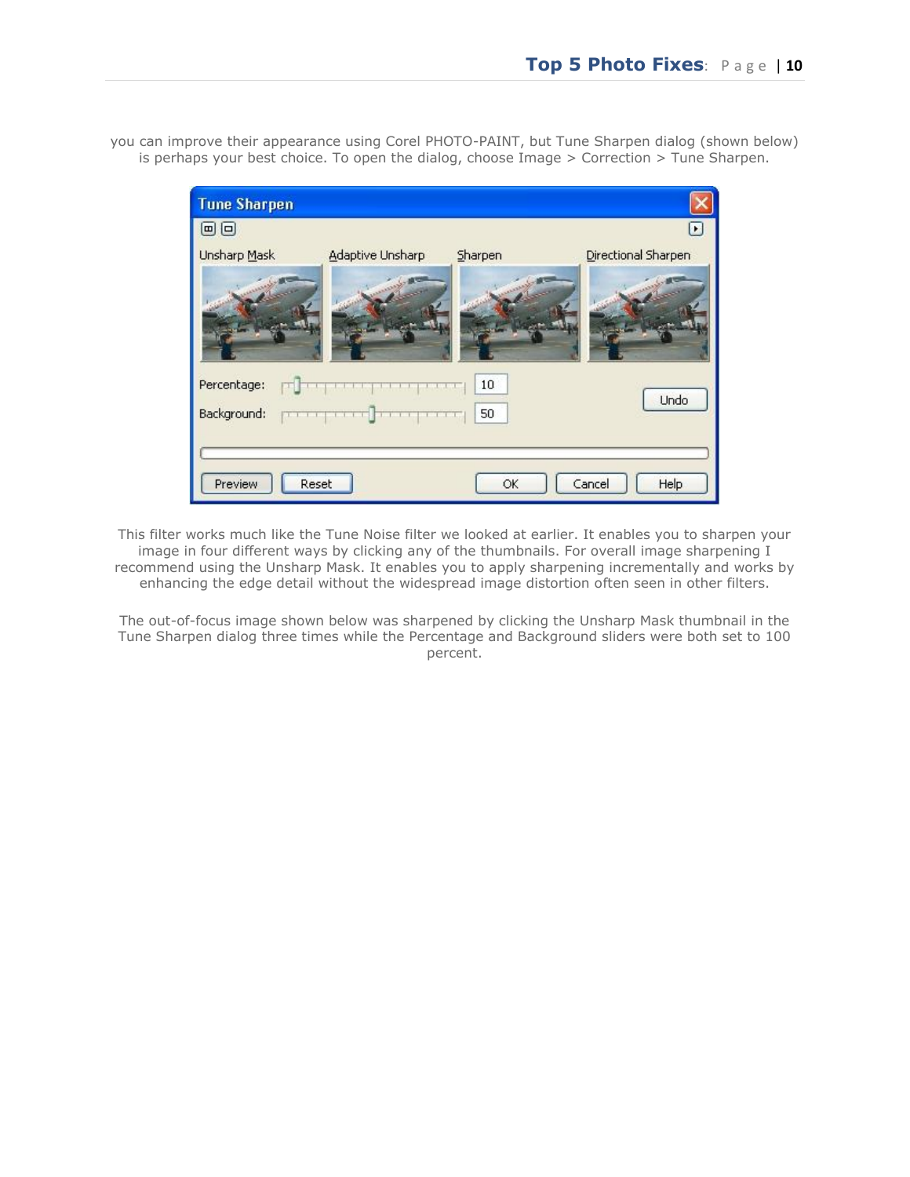you can improve their appearance using Corel PHOTO-PAINT, but Tune Sharpen dialog (shown below) is perhaps your best choice. To open the dialog, choose Image > Correction > Tune Sharpen.

This filter works much like the Tune Noise filter we looked at earlier. It enables you to sharpen your image in four different ways by clicking any of the thumbnails. For overall image sharpening I recommend using the Unsharp Mask. It enables you to apply sharpening incrementally and works by enhancing the edge detail without the widespread image distortion often seen in other filters.

The out-of-focus image shown below was sharpened by clicking the Unsharp Mask thumbnail in the Tune Sharpen dialog three times while the Percentage and Background sliders were both set to 100 percent.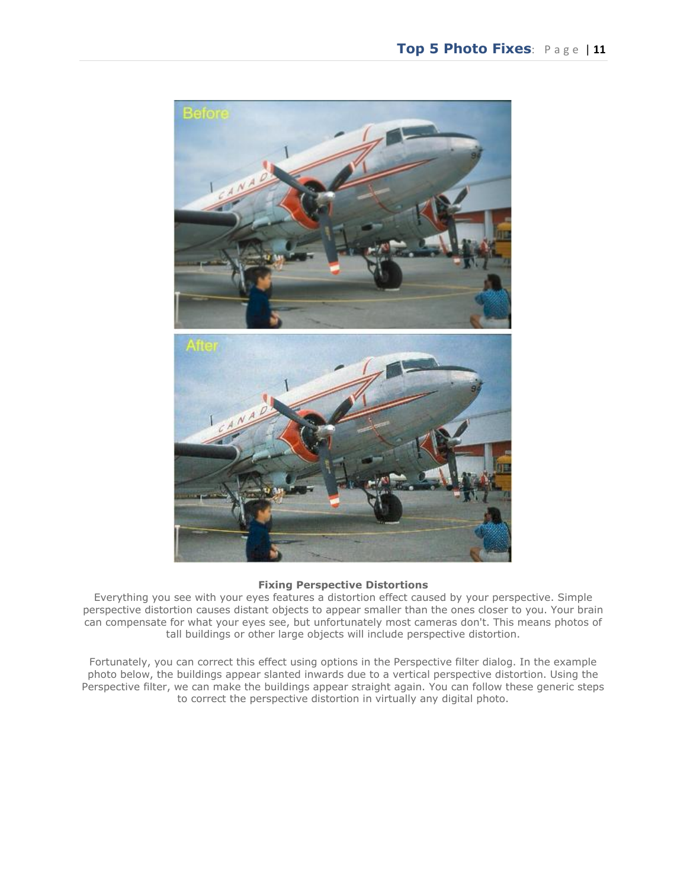**Fixing Perspective Distortions**

Everything you see with your eyes features a distortion effect caused by your perspective. Simple perspective distortion causes distant objects to appear smaller than the ones closer to you. Your brain can compensate for what your eyes see, but unfortunately most cameras don't. This means photos of tall buildings or other large objects will include perspective distortion.

Fortunately, you can correct this effect using options in the Perspective filter dialog. In the example photo below, the buildings appear slanted inwards due to a vertical perspective distortion. Using the Perspective filter, we can make the buildings appear straight again. You can follow these generic steps to correct the perspective distortion in virtually any digital photo.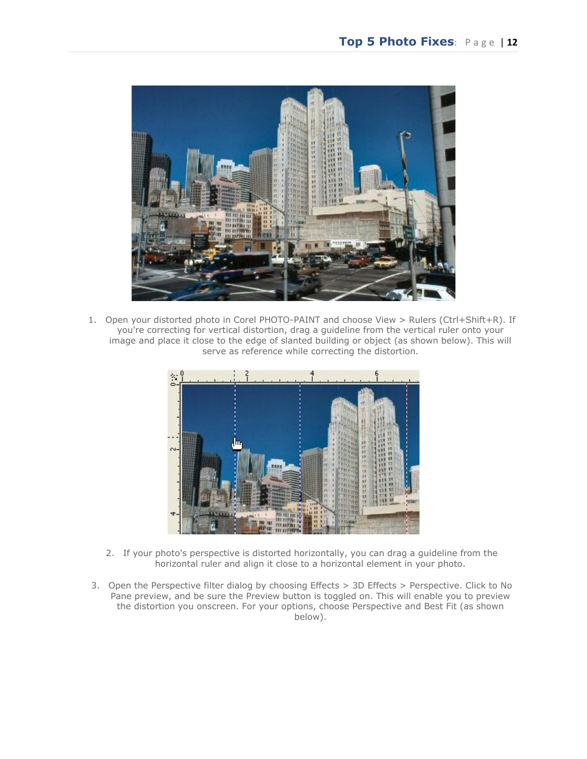1. Open your distorted photo in Corel PHOTO-PAINT and choose View > Rulers (Ctrl+Shift+R). If you're correcting for vertical distortion, drag a guideline from the vertical ruler onto your image and place it close to the edge of slanted building or object (as shown below). This will serve as reference while correcting the distortion.

2. If your photo's perspective is distorted horizontally, you can drag a guideline from the horizontal ruler and align it close to a horizontal element in your photo.

3. Open the Perspective filter dialog by choosing Effects > 3D Effects > Perspective. Click to No Pane preview, and be sure the Preview button is toggled on. This will enable you to preview the distortion you onscreen. For your options, choose Perspective and Best Fit (as shown below).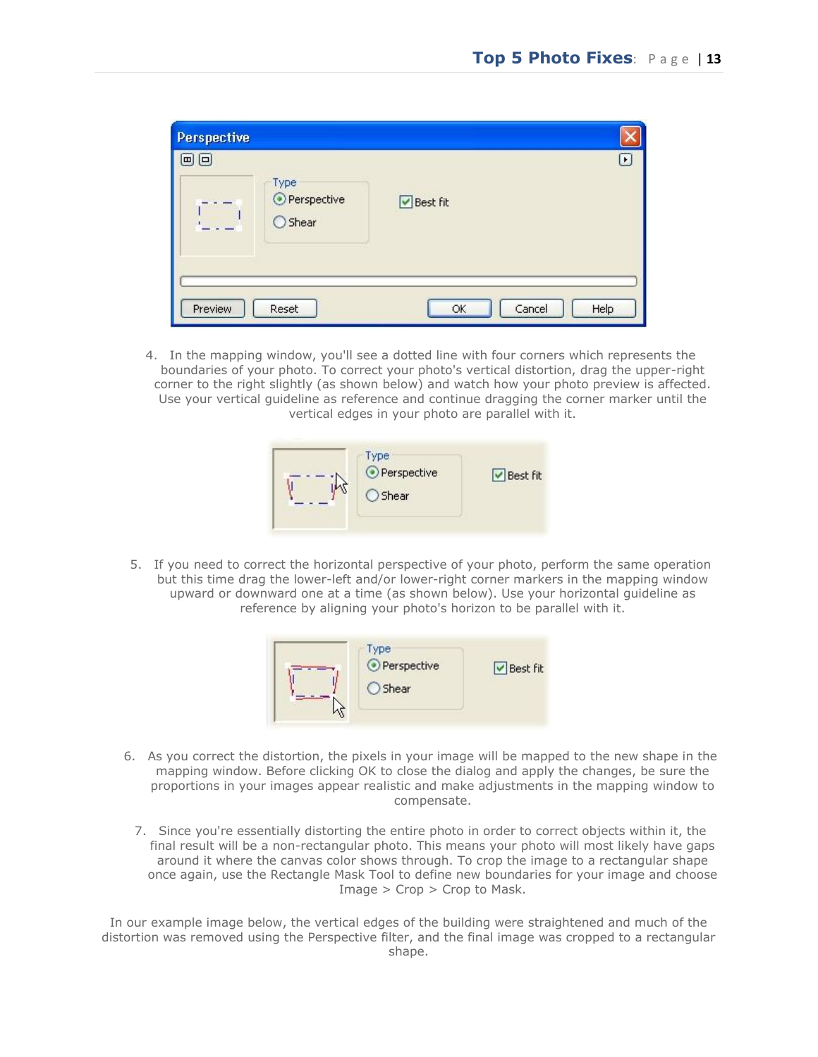4. In the mapping window, you'll see a dotted line with four corners which represents the boundaries of your photo. To correct your photo's vertical distortion, drag the upper-right corner to the right slightly (as shown below) and watch how your photo preview is affected. Use your vertical guideline as reference and continue dragging the corner marker until the vertical edges in your photo are parallel with it.

5. If you need to correct the horizontal perspective of your photo, perform the same operation but this time drag the lower-left and/or lower-right corner markers in the mapping window upward or downward one at a time (as shown below). Use your horizontal guideline as reference by aligning your photo's horizon to be parallel with it.

6. As you correct the distortion, the pixels in your image will be mapped to the new shape in the mapping window. Before clicking OK to close the dialog and apply the changes, be sure the proportions in your images appear realistic and make adjustments in the mapping window to compensate.

7. Since you're essentially distorting the entire photo in order to correct objects within it, the final result will be a non-rectangular photo. This means your photo will most likely have gaps around it where the canvas color shows through. To crop the image to a rectangular shape once again, use the Rectangle Mask Tool to define new boundaries for your image and choose Image > Crop > Crop to Mask.

In our example image below, the vertical edges of the building were straightened and much of the distortion was removed using the Perspective filter, and the final image was cropped to a rectangular shape.